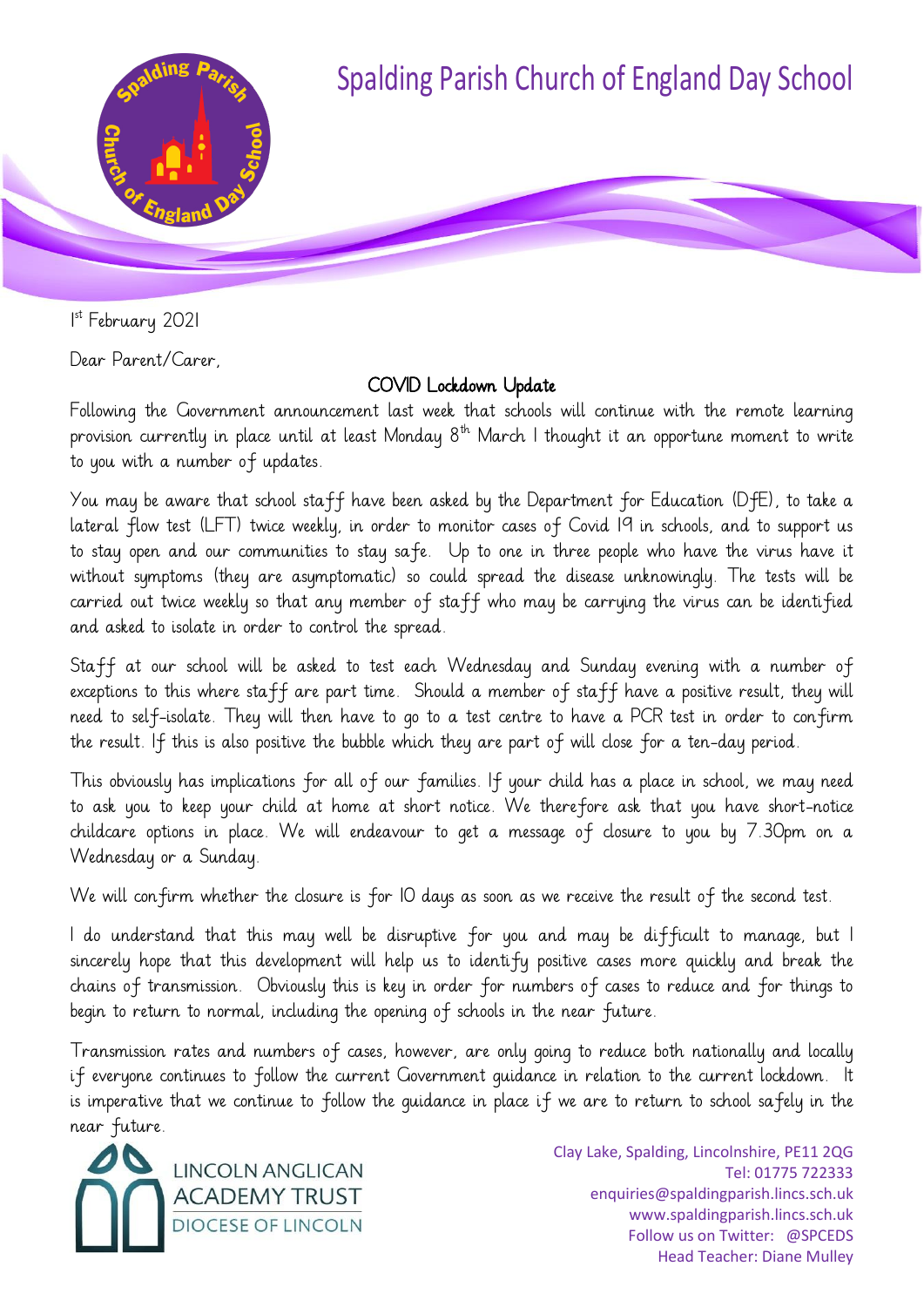# Spalding Parish Church of England Day School

1st February 2021

Dear Parent/Carer,

## COVID Lockdown Update

Following the Government announcement last week that schools will continue with the remote learning provision currently in place until at least Monday 8th March I thought it an opportune moment to write to you with a number of updates.

You may be aware that school staff have been asked by the Department for Education (DfE), to take a lateral flow test (LFT) twice weekly, in order to monitor cases of Covid 19 in schools, and to support us to stay open and our communities to stay safe. Up to one in three people who have the virus have it without symptoms (they are asymptomatic) so could spread the disease unknowingly. The tests will be carried out twice weekly so that any member of staff who may be carrying the virus can be identified and asked to isolate in order to control the spread.

Staff at our school will be asked to test each Wednesday and Sunday evening with a number of exceptions to this where staff are part time. Should a member of staff have a positive result, they will need to self-isolate. They will then have to go to a test centre to have a PCR test in order to confirm the result. If this is also positive the bubble which they are part of will close for a ten-day period.

This obviously has implications for all of our families. If your child has a place in school, we may need to ask you to keep your child at home at short notice. We therefore ask that you have short-notice childcare options in place. We will endeavour to get a message of closure to you by 7.30pm on a Wednesday or a Sunday.

We will confirm whether the closure is for 10 days as soon as we receive the result of the second test.

I do understand that this may well be disruptive for you and may be difficult to manage, but I sincerely hope that this development will help us to identify positive cases more quickly and break the chains of transmission. Obviously this is key in order for numbers of cases to reduce and for things to begin to return to normal, including the opening of schools in the near future.

Transmission rates and numbers of cases, however, are only going to reduce both nationally and locally if everyone continues to follow the current Government guidance in relation to the current lockdown. It is imperative that we continue to follow the guidance in place if we are to return to school safely in the near future.

LINCOLN ANGLICAN ACADEMY TRUST
DIOCESE OF LINCOLN

Clay Lake, Spalding, Lincolnshire, PE11 2QG
Tel: 01775 722333
enquiries@spaldingparish.lincs.sch.uk
www.spaldingparish.lincs.sch.uk
Follow us on Twitter: @SPCEDS
Head Teacher: Diane Mulley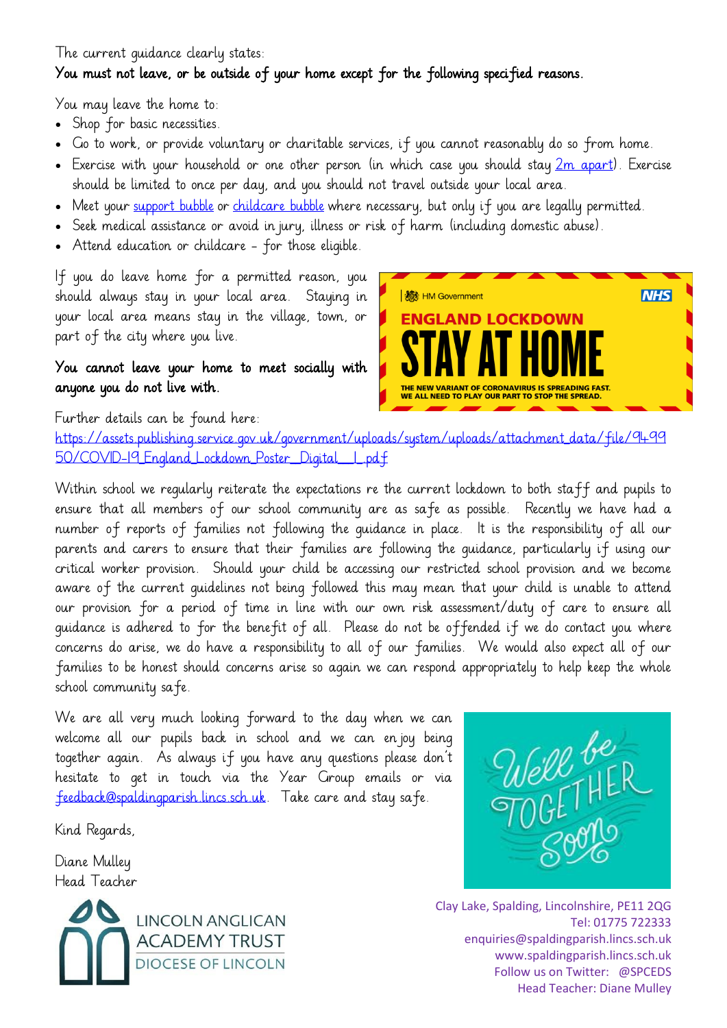The current guidance clearly states:

**You must not leave, or be outside of your home except for the following specified reasons.**

You may leave the home to:

- Shop for basic necessities.
- Go to work, or provide voluntary or charitable services, if you cannot reasonably do so from home.
- Exercise with your household or one other person (in which case you should stay [2m apart](#)). Exercise should be limited to once per day, and you should not travel outside your local area.
- Meet your [support bubble](#) or [childcare bubble](#) where necessary, but only if you are legally permitted.
- Seek medical assistance or avoid injury, illness or risk of harm (including domestic abuse).
- Attend education or childcare – for those eligible.

If you do leave home for a permitted reason, you should always stay in your local area. Staying in your local area means stay in the village, town, or part of the city where you live.

**You cannot leave your home to meet socially with anyone you do not live with.**

HM Government NHS

ENGLAND LOCKDOWN

STAY AT HOME

THE NEW VARIANT OF CORONAVIRUS IS SPREADING FAST.
WE ALL NEED TO PLAY OUR PART TO STOP THE SPREAD.

Further details can be found here:
[https://assets.publishing.service.gov.uk/government/uploads/system/uploads/attachment_data/file/949950/COVID-19_England_Lockdown_Poster_Digital__1_.pdf](https://assets.publishing.service.gov.uk/government/uploads/system/uploads/attachment_data/file/949950/COVID-19_England_Lockdown_Poster_Digital__1_.pdf)

Within school we regularly reiterate the expectations re the current lockdown to both staff and pupils to ensure that all members of our school community are as safe as possible. Recently we have had a number of reports of families not following the guidance in place. It is the responsibility of all our parents and carers to ensure that their families are following the guidance, particularly if using our critical worker provision. Should your child be accessing our restricted school provision and we become aware of the current guidelines not being followed this may mean that your child is unable to attend our provision for a period of time in line with our own risk assessment/duty of care to ensure all guidance is adhered to for the benefit of all. Please do not be offended if we do contact you where concerns do arise, we do have a responsibility to all of our families. We would also expect all of our families to be honest should concerns arise so again we can respond appropriately to help keep the whole school community safe.

We are all very much looking forward to the day when we can welcome all our pupils back in school and we can enjoy being together again. As always if you have any questions please don't hesitate to get in touch via the Year Group emails or via [feedback@spaldingparish.lincs.sch.uk](mailto:feedback@spaldingparish.lincs.sch.uk). Take care and stay safe.

We'll be TOGETHER Soon

Kind Regards,

Diane Mulley
Head Teacher

LINCOLN ANGLICAN ACADEMY TRUST
DIOCESE OF LINCOLN

Clay Lake, Spalding, Lincolnshire, PE11 2QG
Tel: 01775 722333
enquiries@spaldingparish.lincs.sch.uk
www.spaldingparish.lincs.sch.uk
Follow us on Twitter: @SPCEDS
Head Teacher: Diane Mulley